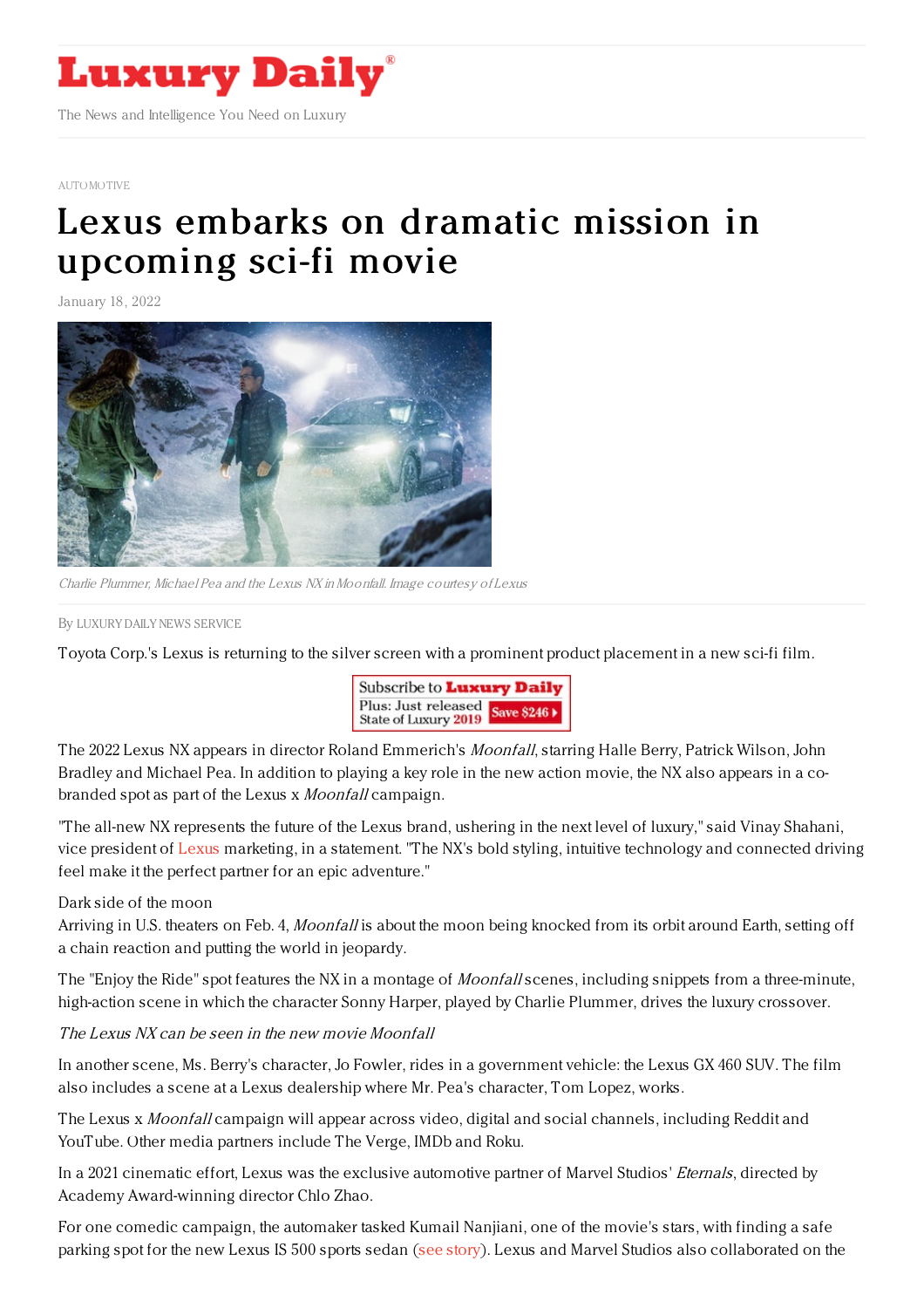# Luxury Daily

The News and Intelligence You Need on Luxury

AUTOMOTIVE

# Lexus embarks on dramatic mission in upcoming sci-fi movie

January 18, 2022

*Charlie Plummer, Michael Pea and the Lexus NX in Moonfall. Image courtesy of Lexus*

By LUXURY DAILY NEWS SERVICE

Toyota Corp.'s Lexus is returning to the silver screen with a prominent product placement in a new sci-fi film.

The 2022 Lexus NX appears in director Roland Emmerich's *Moonfall*, starring Halle Berry, Patrick Wilson, John Bradley and Michael Pea. In addition to playing a key role in the new action movie, the NX also appears in a co-branded spot as part of the Lexus x *Moonfall* campaign.

"The all-new NX represents the future of the Lexus brand, ushering in the next level of luxury," said Vinay Shahani, vice president of Lexus marketing, in a statement. "The NX's bold styling, intuitive technology and connected driving feel make it the perfect partner for an epic adventure."

Dark side of the moon

Arriving in U.S. theaters on Feb. 4, *Moonfall* is about the moon being knocked from its orbit around Earth, setting off a chain reaction and putting the world in jeopardy.

The "Enjoy the Ride" spot features the NX in a montage of *Moonfall* scenes, including snippets from a three-minute, high-action scene in which the character Sonny Harper, played by Charlie Plummer, drives the luxury crossover.

*The Lexus NX can be seen in the new movie Moonfall*

In another scene, Ms. Berry's character, Jo Fowler, rides in a government vehicle: the Lexus GX 460 SUV. The film also includes a scene at a Lexus dealership where Mr. Pea's character, Tom Lopez, works.

The Lexus x *Moonfall* campaign will appear across video, digital and social channels, including Reddit and YouTube. Other media partners include The Verge, IMDb and Roku.

In a 2021 cinematic effort, Lexus was the exclusive automotive partner of Marvel Studios' *Eternals*, directed by Academy Award-winning director Chlo Zhao.

For one comedic campaign, the automaker tasked Kumail Nanjiani, one of the movie's stars, with finding a safe parking spot for the new Lexus IS 500 sports sedan (see story). Lexus and Marvel Studios also collaborated on the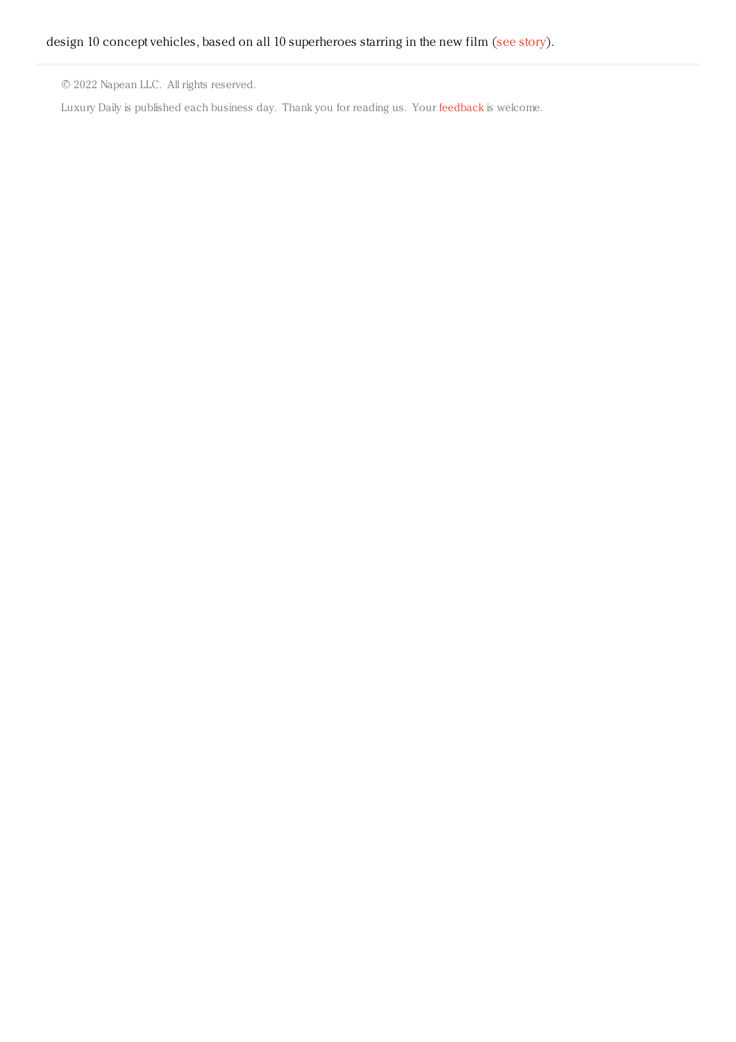design 10 concept vehicles, based on all 10 superheroes starring in the new film (see story).

---

© 2022 Napean LLC. All rights reserved.

Luxury Daily is published each business day. Thank you for reading us. Your feedback is welcome.